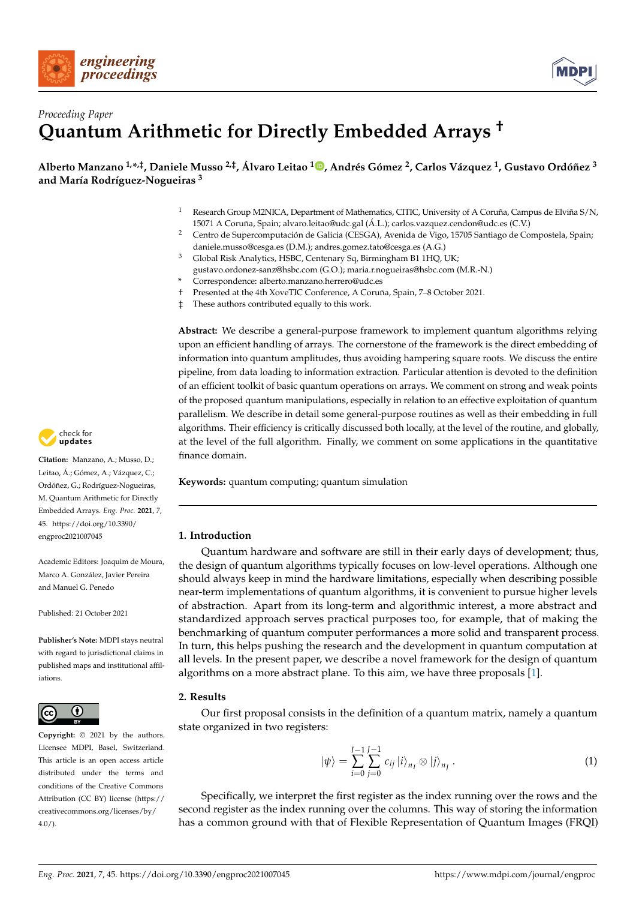*Proceeding Paper*

# Quantum Arithmetic for Directly Embedded Arrays †

**Alberto Manzano [1,*,‡], Daniele Musso [2,‡], Álvaro Leitao [1], Andrés Gómez [2], Carlos Vázquez [1], Gustavo Ordóñez [3] and María Rodríguez-Nogueiras [3]**

[1] Research Group M2NICA, Department of Mathematics, CITIC, University of A Coruña, Campus de Elviña S/N, 15071 A Coruña, Spain; alvaro.leitao@udc.gal (Á.L.); carlos.vazquez.cendon@udc.es (C.V.)

[2] Centro de Supercomputación de Galicia (CESGA), Avenida de Vigo, 15705 Santiago de Compostela, Spain; daniele.musso@cesga.es (D.M.); andres.gomez.tato@cesga.es (A.G.)

[3] Global Risk Analytics, HSBC, Centenary Sq, Birmingham B1 1HQ, UK; gustavo.ordonez-sanz@hsbc.com (G.O.); maria.r.nogueiras@hsbc.com (M.R.-N.)

\* Correspondence: alberto.manzano.herrero@udc.es

† Presented at the 4th XoveTIC Conference, A Coruña, Spain, 7–8 October 2021.

‡ These authors contributed equally to this work.

**Abstract:** We describe a general-purpose framework to implement quantum algorithms relying upon an efficient handling of arrays. The cornerstone of the framework is the direct embedding of information into quantum amplitudes, thus avoiding hampering square roots. We discuss the entire pipeline, from data loading to information extraction. Particular attention is devoted to the definition of an efficient toolkit of basic quantum operations on arrays. We comment on strong and weak points of the proposed quantum manipulations, especially in relation to an effective exploitation of quantum parallelism. We describe in detail some general-purpose routines as well as their embedding in full algorithms. Their efficiency is critically discussed both locally, at the level of the routine, and globally, at the level of the full algorithm. Finally, we comment on some applications in the quantitative finance domain.

**Keywords:** quantum computing; quantum simulation

**Citation:** Manzano, A.; Musso, D.; Leitao, Á.; Gómez, A.; Vázquez, C.; Ordóñez, G.; Rodríguez-Nogueiras, M. Quantum Arithmetic for Directly Embedded Arrays. *Eng. Proc.* **2021**, *7*, 45. https://doi.org/10.3390/engproc2021007045

Academic Editors: Joaquim de Moura, Marco A. González, Javier Pereira and Manuel G. Penedo

Published: 21 October 2021

**Publisher's Note:** MDPI stays neutral with regard to jurisdictional claims in published maps and institutional affiliations.

**Copyright:** © 2021 by the authors. Licensee MDPI, Basel, Switzerland. This article is an open access article distributed under the terms and conditions of the Creative Commons Attribution (CC BY) license (https://creativecommons.org/licenses/by/4.0/).

## 1. Introduction

Quantum hardware and software are still in their early days of development; thus, the design of quantum algorithms typically focuses on low-level operations. Although one should always keep in mind the hardware limitations, especially when describing possible near-term implementations of quantum algorithms, it is convenient to pursue higher levels of abstraction. Apart from its long-term and algorithmic interest, a more abstract and standardized approach serves practical purposes too, for example, that of making the benchmarking of quantum computer performances a more solid and transparent process. In turn, this helps pushing the research and the development in quantum computation at all levels. In the present paper, we describe a novel framework for the design of quantum algorithms on a more abstract plane. To this aim, we have three proposals [1].

## 2. Results

Our first proposal consists in the definition of a quantum matrix, namely a quantum state organized in two registers:

$$|\psi\rangle = \sum_{i=0}^{I-1} \sum_{j=0}^{J-1} c_{ij} \, |i\rangle_{n_I} \otimes |j\rangle_{n_J} \,. \tag{1}$$

Specifically, we interpret the first register as the index running over the rows and the second register as the index running over the columns. This way of storing the information has a common ground with that of Flexible Representation of Quantum Images (FRQI)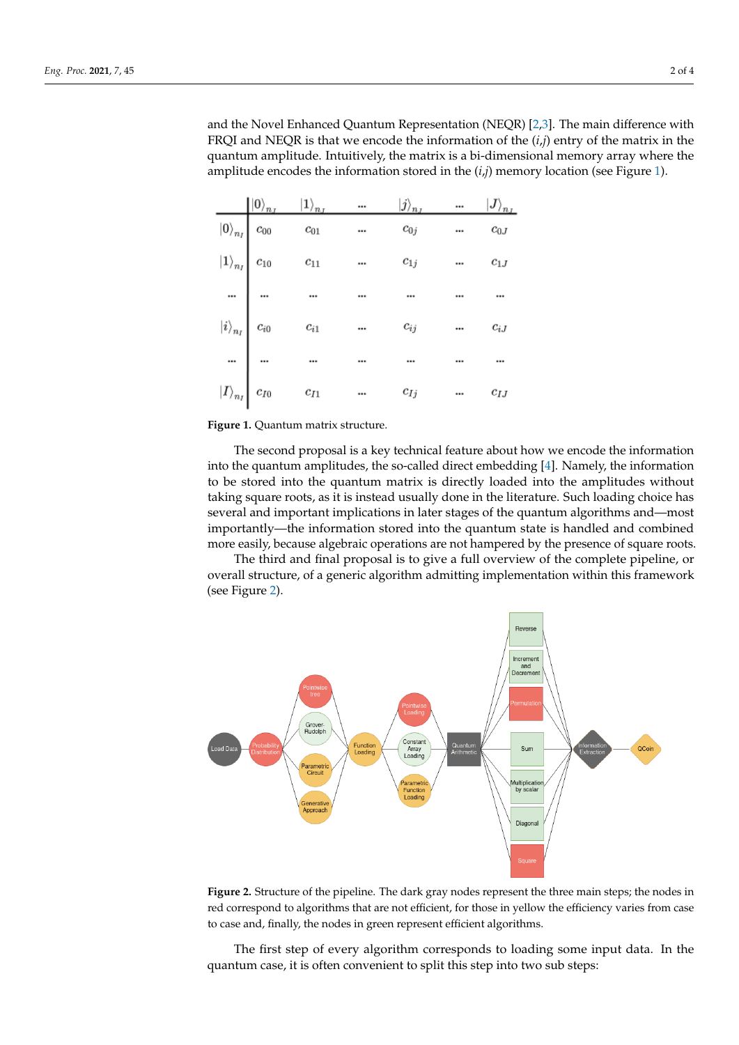and the Novel Enhanced Quantum Representation (NEQR) [2,3]. The main difference with FRQI and NEQR is that we encode the information of the $(i,j)$ entry of the matrix in the quantum amplitude. Intuitively, the matrix is a bi-dimensional memory array where the amplitude encodes the information stored in the $(i,j)$ memory location (see Figure 1).

| | $\|0\rangle_{n_J}$ | $\|1\rangle_{n_J}$ | ... | $\|j\rangle_{n_J}$ | ... | $\|J\rangle_{n_J}$ |
|---|---|---|---|---|---|---|
| $\|0\rangle_{n_I}$ | $c_{00}$ | $c_{01}$ | ... | $c_{0j}$ | ... | $c_{0J}$ |
| $\|1\rangle_{n_I}$ | $c_{10}$ | $c_{11}$ | ... | $c_{1j}$ | ... | $c_{1J}$ |
| ... | ... | ... | ... | ... | ... | ... |
| $\|i\rangle_{n_I}$ | $c_{i0}$ | $c_{i1}$ | ... | $c_{ij}$ | ... | $c_{iJ}$ |
| ... | ... | ... | ... | ... | ... | ... |
| $\|I\rangle_{n_I}$ | $c_{I0}$ | $c_{I1}$ | ... | $c_{Ij}$ | ... | $c_{IJ}$ |

**Figure 1.** Quantum matrix structure.

The second proposal is a key technical feature about how we encode the information into the quantum amplitudes, the so-called direct embedding [4]. Namely, the information to be stored into the quantum matrix is directly loaded into the amplitudes without taking square roots, as it is instead usually done in the literature. Such loading choice has several and important implications in later stages of the quantum algorithms and—most importantly—the information stored into the quantum state is handled and combined more easily, because algebraic operations are not hampered by the presence of square roots.

The third and final proposal is to give a full overview of the complete pipeline, or overall structure, of a generic algorithm admitting implementation within this framework (see Figure 2).

**Figure 2.** Structure of the pipeline. The dark gray nodes represent the three main steps; the nodes in red correspond to algorithms that are not efficient, for those in yellow the efficiency varies from case to case and, finally, the nodes in green represent efficient algorithms.

The first step of every algorithm corresponds to loading some input data. In the quantum case, it is often convenient to split this step into two sub steps: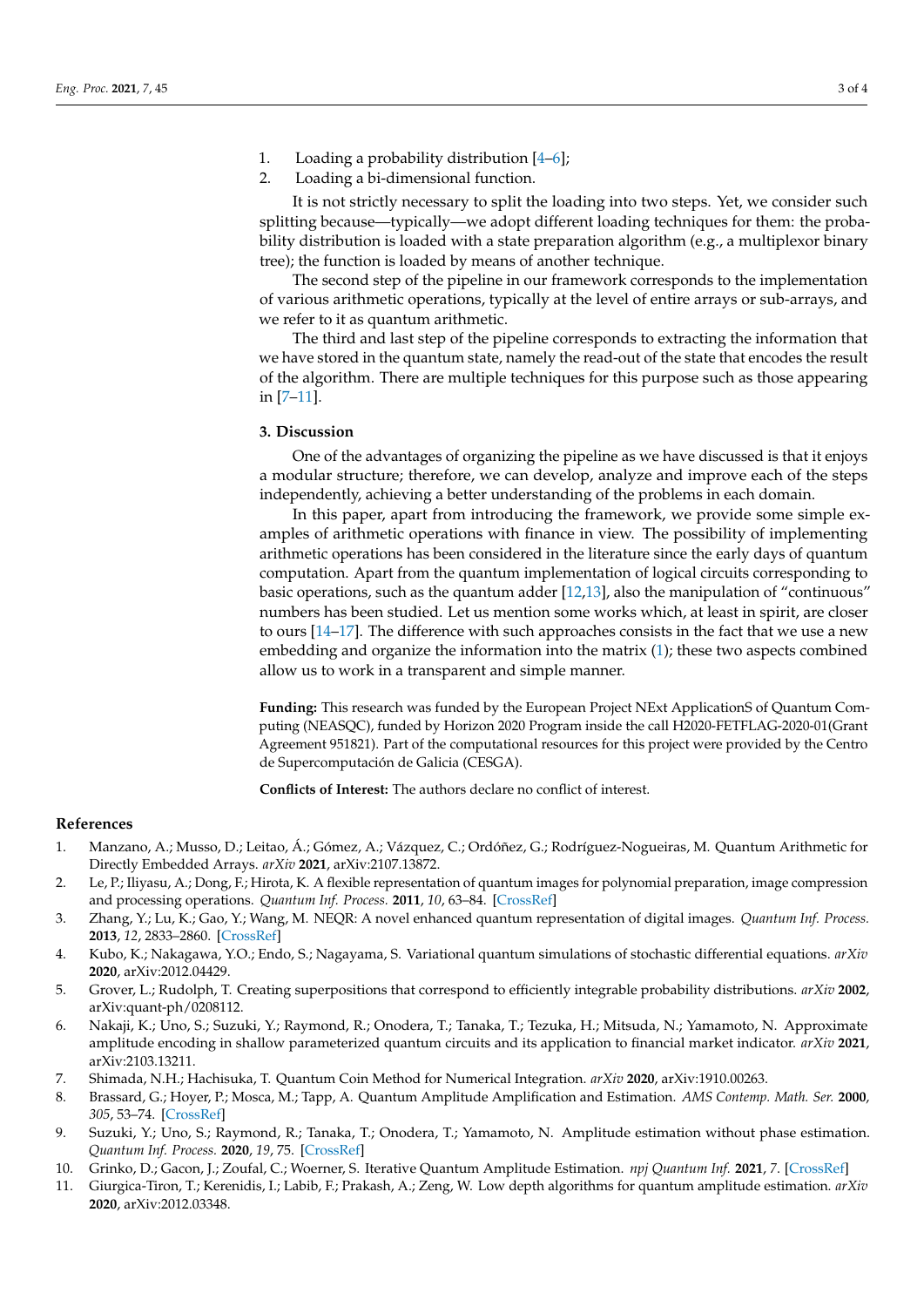1. Loading a probability distribution [4–6];
2. Loading a bi-dimensional function.

It is not strictly necessary to split the loading into two steps. Yet, we consider such splitting because—typically—we adopt different loading techniques for them: the probability distribution is loaded with a state preparation algorithm (e.g., a multiplexor binary tree); the function is loaded by means of another technique.

The second step of the pipeline in our framework corresponds to the implementation of various arithmetic operations, typically at the level of entire arrays or sub-arrays, and we refer to it as quantum arithmetic.

The third and last step of the pipeline corresponds to extracting the information that we have stored in the quantum state, namely the read-out of the state that encodes the result of the algorithm. There are multiple techniques for this purpose such as those appearing in [7–11].

## 3. Discussion

One of the advantages of organizing the pipeline as we have discussed is that it enjoys a modular structure; therefore, we can develop, analyze and improve each of the steps independently, achieving a better understanding of the problems in each domain.

In this paper, apart from introducing the framework, we provide some simple examples of arithmetic operations with finance in view. The possibility of implementing arithmetic operations has been considered in the literature since the early days of quantum computation. Apart from the quantum implementation of logical circuits corresponding to basic operations, such as the quantum adder [12,13], also the manipulation of "continuous" numbers has been studied. Let us mention some works which, at least in spirit, are closer to ours [14–17]. The difference with such approaches consists in the fact that we use a new embedding and organize the information into the matrix (1); these two aspects combined allow us to work in a transparent and simple manner.

**Funding:** This research was funded by the European Project NExt ApplicationS of Quantum Computing (NEASQC), funded by Horizon 2020 Program inside the call H2020-FETFLAG-2020-01(Grant Agreement 951821). Part of the computational resources for this project were provided by the Centro de Supercomputación de Galicia (CESGA).

**Conflicts of Interest:** The authors declare no conflict of interest.

## References

1. Manzano, A.; Musso, D.; Leitao, Á.; Gómez, A.; Vázquez, C.; Ordóñez, G.; Rodríguez-Nogueiras, M. Quantum Arithmetic for Directly Embedded Arrays. *arXiv* **2021**, arXiv:2107.13872.
2. Le, P.; Iliyasu, A.; Dong, F.; Hirota, K. A flexible representation of quantum images for polynomial preparation, image compression and processing operations. *Quantum Inf. Process.* **2011**, *10*, 63–84. [CrossRef]
3. Zhang, Y.; Lu, K.; Gao, Y.; Wang, M. NEQR: A novel enhanced quantum representation of digital images. *Quantum Inf. Process.* **2013**, *12*, 2833–2860. [CrossRef]
4. Kubo, K.; Nakagawa, Y.O.; Endo, S.; Nagayama, S. Variational quantum simulations of stochastic differential equations. *arXiv* **2020**, arXiv:2012.04429.
5. Grover, L.; Rudolph, T. Creating superpositions that correspond to efficiently integrable probability distributions. *arXiv* **2002**, arXiv:quant-ph/0208112.
6. Nakaji, K.; Uno, S.; Suzuki, Y.; Raymond, R.; Onodera, T.; Tanaka, T.; Tezuka, H.; Mitsuda, N.; Yamamoto, N. Approximate amplitude encoding in shallow parameterized quantum circuits and its application to financial market indicator. *arXiv* **2021**, arXiv:2103.13211.
7. Shimada, N.H.; Hachisuka, T. Quantum Coin Method for Numerical Integration. *arXiv* **2020**, arXiv:1910.00263.
8. Brassard, G.; Hoyer, P.; Mosca, M.; Tapp, A. Quantum Amplitude Amplification and Estimation. *AMS Contemp. Math. Ser.* **2000**, *305*, 53–74. [CrossRef]
9. Suzuki, Y.; Uno, S.; Raymond, R.; Tanaka, T.; Onodera, T.; Yamamoto, N. Amplitude estimation without phase estimation. *Quantum Inf. Process.* **2020**, *19*, 75. [CrossRef]
10. Grinko, D.; Gacon, J.; Zoufal, C.; Woerner, S. Iterative Quantum Amplitude Estimation. *npj Quantum Inf.* **2021**, *7*. [CrossRef]
11. Giurgica-Tiron, T.; Kerenidis, I.; Labib, F.; Prakash, A.; Zeng, W. Low depth algorithms for quantum amplitude estimation. *arXiv* **2020**, arXiv:2012.03348.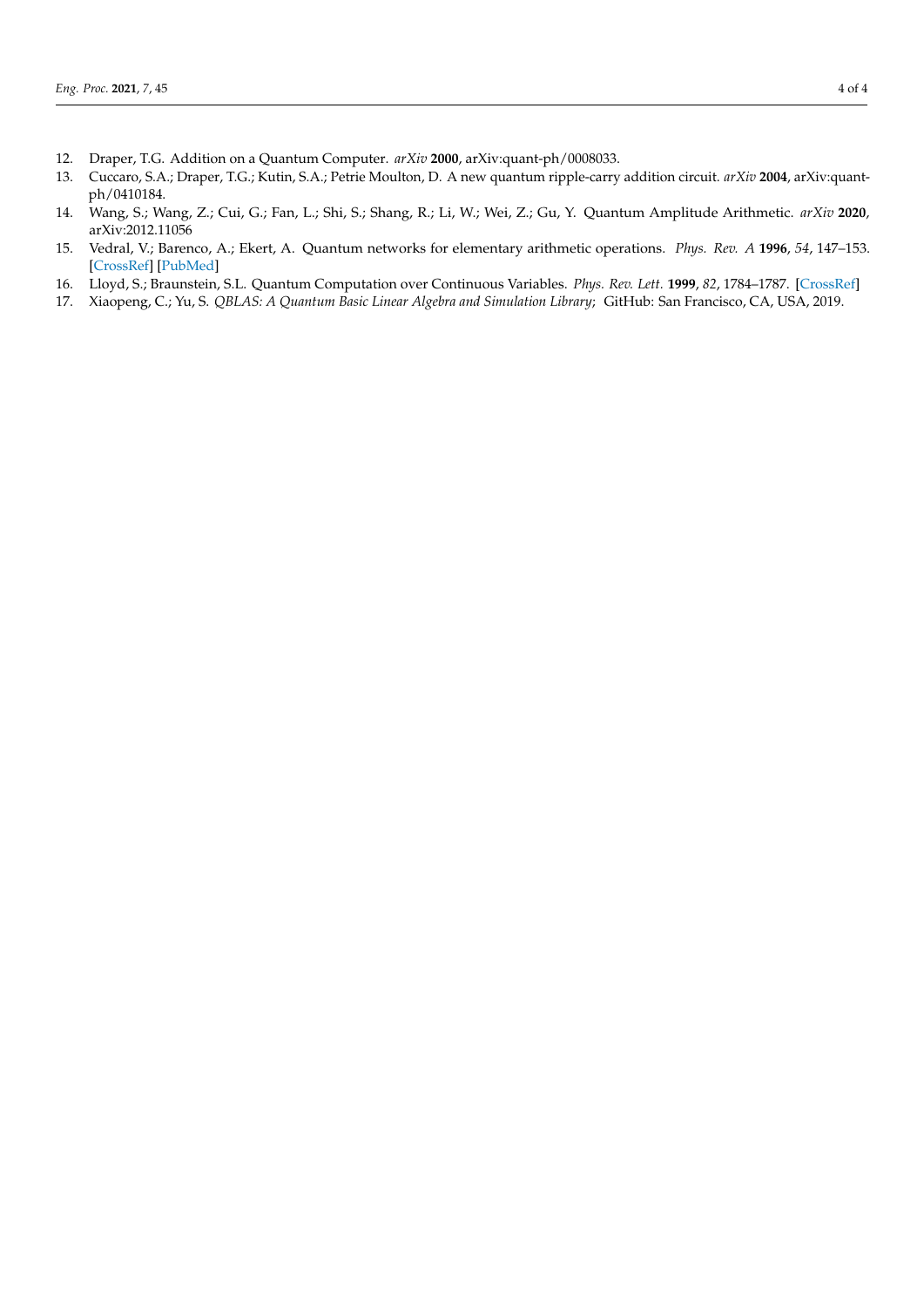12. Draper, T.G. Addition on a Quantum Computer. *arXiv* **2000**, arXiv:quant-ph/0008033.
13. Cuccaro, S.A.; Draper, T.G.; Kutin, S.A.; Petrie Moulton, D. A new quantum ripple-carry addition circuit. *arXiv* **2004**, arXiv:quant-ph/0410184.
14. Wang, S.; Wang, Z.; Cui, G.; Fan, L.; Shi, S.; Shang, R.; Li, W.; Wei, Z.; Gu, Y. Quantum Amplitude Arithmetic. *arXiv* **2020**, arXiv:2012.11056
15. Vedral, V.; Barenco, A.; Ekert, A. Quantum networks for elementary arithmetic operations. *Phys. Rev. A* **1996**, *54*, 147–153. [CrossRef] [PubMed]
16. Lloyd, S.; Braunstein, S.L. Quantum Computation over Continuous Variables. *Phys. Rev. Lett.* **1999**, *82*, 1784–1787. [CrossRef]
17. Xiaopeng, C.; Yu, S. *QBLAS: A Quantum Basic Linear Algebra and Simulation Library*; GitHub: San Francisco, CA, USA, 2019.